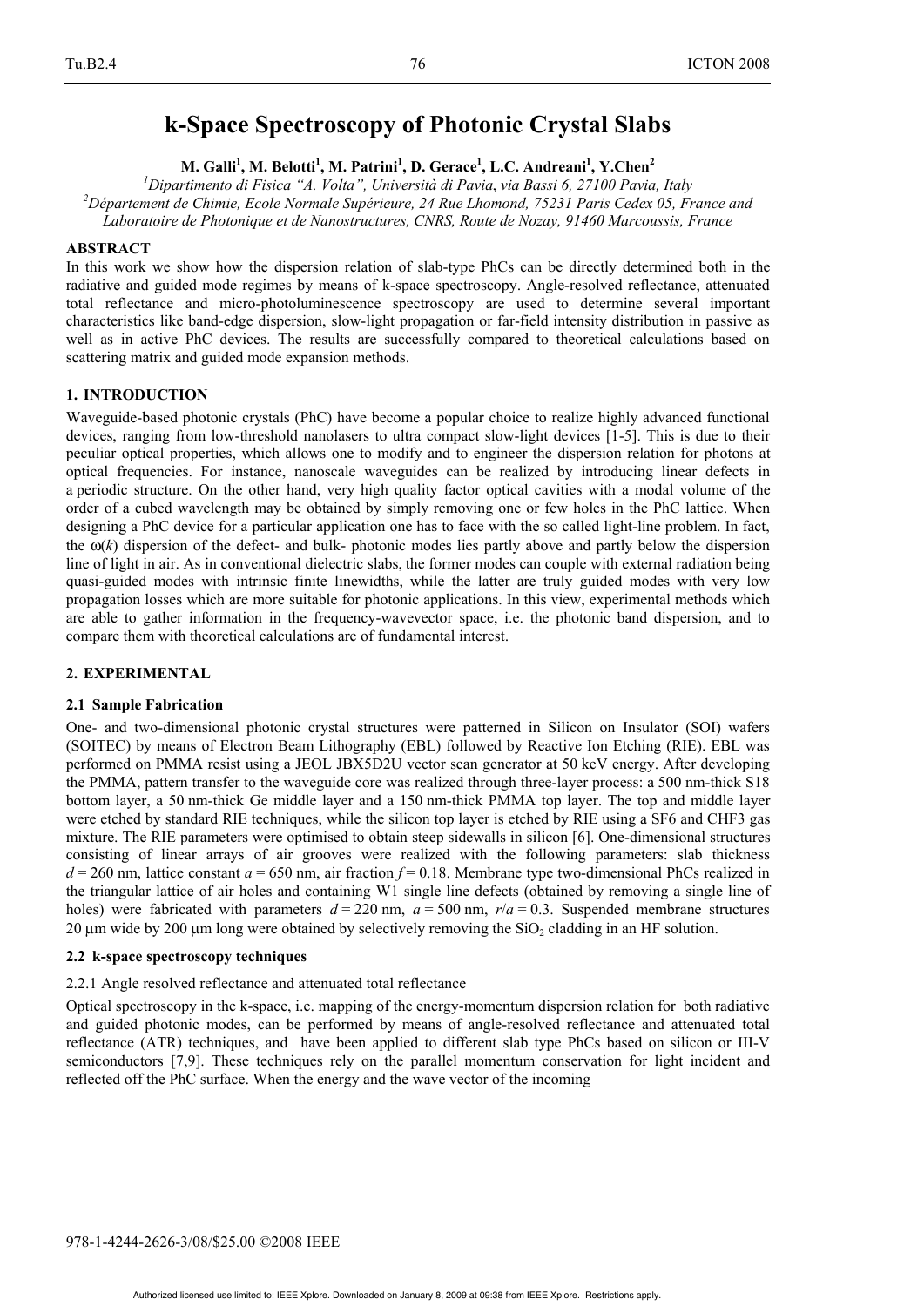# k-Space Spectroscopy of Photonic Crystal Slabs

**M. Galli[1], M. Belotti[1], M. Patrini[1], D. Gerace[1], L.C. Andreani[1], Y.Chen[2]**

*[1]Dipartimento di Fisica "A. Volta", Università di Pavia, via Bassi 6, 27100 Pavia, Italy*
*[2]Département de Chimie, Ecole Normale Supérieure, 24 Rue Lhomond, 75231 Paris Cedex 05, France and Laboratoire de Photonique et de Nanostructures, CNRS, Route de Nozay, 91460 Marcoussis, France*

## ABSTRACT

In this work we show how the dispersion relation of slab-type PhCs can be directly determined both in the radiative and guided mode regimes by means of k-space spectroscopy. Angle-resolved reflectance, attenuated total reflectance and micro-photoluminescence spectroscopy are used to determine several important characteristics like band-edge dispersion, slow-light propagation or far-field intensity distribution in passive as well as in active PhC devices. The results are successfully compared to theoretical calculations based on scattering matrix and guided mode expansion methods.

## 1. INTRODUCTION

Waveguide-based photonic crystals (PhC) have become a popular choice to realize highly advanced functional devices, ranging from low-threshold nanolasers to ultra compact slow-light devices [1-5]. This is due to their peculiar optical properties, which allows one to modify and to engineer the dispersion relation for photons at optical frequencies. For instance, nanoscale waveguides can be realized by introducing linear defects in a periodic structure. On the other hand, very high quality factor optical cavities with a modal volume of the order of a cubed wavelength may be obtained by simply removing one or few holes in the PhC lattice. When designing a PhC device for a particular application one has to face with the so called light-line problem. In fact, the $\omega(k)$ dispersion of the defect- and bulk- photonic modes lies partly above and partly below the dispersion line of light in air. As in conventional dielectric slabs, the former modes can couple with external radiation being quasi-guided modes with intrinsic finite linewidths, while the latter are truly guided modes with very low propagation losses which are more suitable for photonic applications. In this view, experimental methods which are able to gather information in the frequency-wavevector space, i.e. the photonic band dispersion, and to compare them with theoretical calculations are of fundamental interest.

## 2. EXPERIMENTAL

### 2.1 Sample Fabrication

One- and two-dimensional photonic crystal structures were patterned in Silicon on Insulator (SOI) wafers (SOITEC) by means of Electron Beam Lithography (EBL) followed by Reactive Ion Etching (RIE). EBL was performed on PMMA resist using a JEOL JBX5D2U vector scan generator at 50 keV energy. After developing the PMMA, pattern transfer to the waveguide core was realized through three-layer process: a 500 nm-thick S18 bottom layer, a 50 nm-thick Ge middle layer and a 150 nm-thick PMMA top layer. The top and middle layer were etched by standard RIE techniques, while the silicon top layer is etched by RIE using a SF6 and CHF3 gas mixture. The RIE parameters were optimised to obtain steep sidewalls in silicon [6]. One-dimensional structures consisting of linear arrays of air grooves were realized with the following parameters: slab thickness $d = 260$ nm, lattice constant $a = 650$ nm, air fraction $f = 0.18$. Membrane type two-dimensional PhCs realized in the triangular lattice of air holes and containing W1 single line defects (obtained by removing a single line of holes) were fabricated with parameters $d = 220$ nm, $a = 500$ nm, $r/a = 0.3$. Suspended membrane structures 20 μm wide by 200 μm long were obtained by selectively removing the $SiO_2$ cladding in an HF solution.

### 2.2 k-space spectroscopy techniques

2.2.1 Angle resolved reflectance and attenuated total reflectance

Optical spectroscopy in the k-space, i.e. mapping of the energy-momentum dispersion relation for both radiative and guided photonic modes, can be performed by means of angle-resolved reflectance and attenuated total reflectance (ATR) techniques, and have been applied to different slab type PhCs based on silicon or III-V semiconductors [7,9]. These techniques rely on the parallel momentum conservation for light incident and reflected off the PhC surface. When the energy and the wave vector of the incoming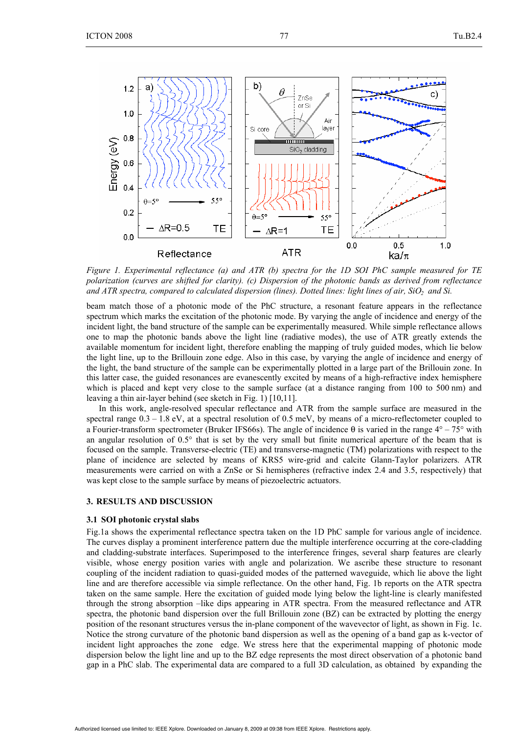*Figure 1. Experimental reflectance (a) and ATR (b) spectra for the 1D SOI PhC sample measured for TE polarization (curves are shifted for clarity). (c) Dispersion of the photonic bands as derived from reflectance and ATR spectra, compared to calculated dispersion (lines). Dotted lines: light lines of air, $SiO_2$ and Si.*

beam match those of a photonic mode of the PhC structure, a resonant feature appears in the reflectance spectrum which marks the excitation of the photonic mode. By varying the angle of incidence and energy of the incident light, the band structure of the sample can be experimentally measured. While simple reflectance allows one to map the photonic bands above the light line (radiative modes), the use of ATR greatly extends the available momentum for incident light, therefore enabling the mapping of truly guided modes, which lie below the light line, up to the Brillouin zone edge. Also in this case, by varying the angle of incidence and energy of the light, the band structure of the sample can be experimentally plotted in a large part of the Brillouin zone. In this latter case, the guided resonances are evanescently excited by means of a high-refractive index hemisphere which is placed and kept very close to the sample surface (at a distance ranging from 100 to 500 nm) and leaving a thin air-layer behind (see sketch in Fig. 1) [10,11].

In this work, angle-resolved specular reflectance and ATR from the sample surface are measured in the spectral range 0.3 – 1.8 eV, at a spectral resolution of 0.5 meV, by means of a micro-reflectometer coupled to a Fourier-transform spectrometer (Bruker IFS66s). The angle of incidence $\theta$ is varied in the range 4° – 75° with an angular resolution of 0.5° that is set by the very small but finite numerical aperture of the beam that is focused on the sample. Transverse-electric (TE) and transverse-magnetic (TM) polarizations with respect to the plane of incidence are selected by means of KRS5 wire-grid and calcite Glann-Taylor polarizers. ATR measurements were carried on with a ZnSe or Si hemispheres (refractive index 2.4 and 3.5, respectively) that was kept close to the sample surface by means of piezoelectric actuators.

## 3. RESULTS AND DISCUSSION

### 3.1 SOI photonic crystal slabs

Fig.1a shows the experimental reflectance spectra taken on the 1D PhC sample for various angle of incidence. The curves display a prominent interference pattern due the multiple interference occurring at the core-cladding and cladding-substrate interfaces. Superimposed to the interference fringes, several sharp features are clearly visible, whose energy position varies with angle and polarization. We ascribe these structure to resonant coupling of the incident radiation to quasi-guided modes of the patterned waveguide, which lie above the light line and are therefore accessible via simple reflectance. On the other hand, Fig. 1b reports on the ATR spectra taken on the same sample. Here the excitation of guided modes lying below the light-line is clearly manifested through the strong absorption –like dips appearing in ATR spectra. From the measured reflectance and ATR spectra, the photonic band dispersion over the full Brillouin zone (BZ) can be extracted by plotting the energy position of the resonant structures versus the in-plane component of the wavevector of light, as shown in Fig. 1c. Notice the strong curvature of the photonic band dispersion as well as the opening of a band gap as k-vector of incident light approaches the zone edge. We stress here that the experimental mapping of photonic mode dispersion below the light line and up to the BZ edge represents the most direct observation of a photonic band gap in a PhC slab. The experimental data are compared to a full 3D calculation, as obtained by expanding the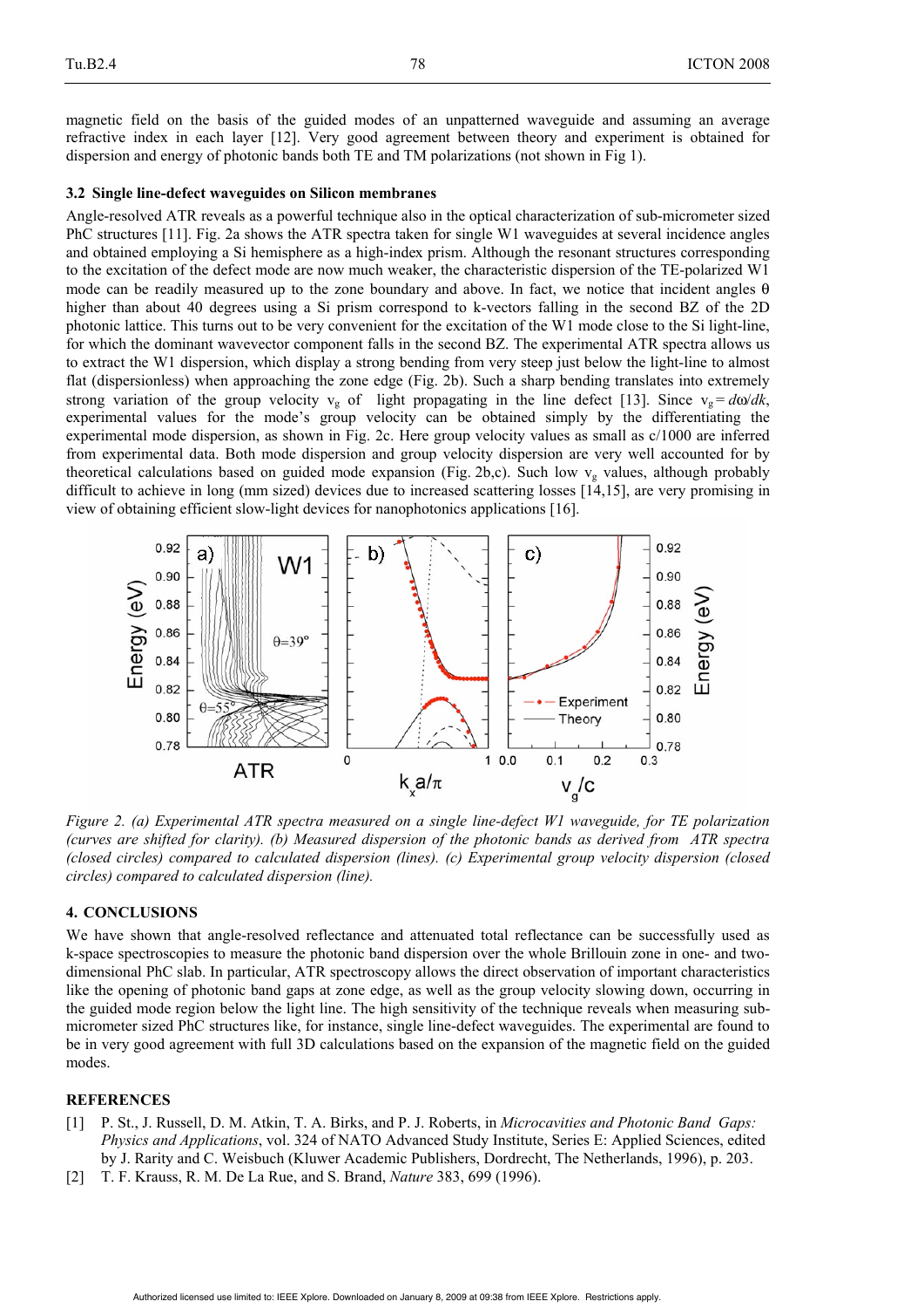magnetic field on the basis of the guided modes of an unpatterned waveguide and assuming an average refractive index in each layer [12]. Very good agreement between theory and experiment is obtained for dispersion and energy of photonic bands both TE and TM polarizations (not shown in Fig 1).

### 3.2 Single line-defect waveguides on Silicon membranes

Angle-resolved ATR reveals as a powerful technique also in the optical characterization of sub-micrometer sized PhC structures [11]. Fig. 2a shows the ATR spectra taken for single W1 waveguides at several incidence angles and obtained employing a Si hemisphere as a high-index prism. Although the resonant structures corresponding to the excitation of the defect mode are now much weaker, the characteristic dispersion of the TE-polarized W1 mode can be readily measured up to the zone boundary and above. In fact, we notice that incident angles $\theta$ higher than about 40 degrees using a Si prism correspond to k-vectors falling in the second BZ of the 2D photonic lattice. This turns out to be very convenient for the excitation of the W1 mode close to the Si light-line, for which the dominant wavevector component falls in the second BZ. The experimental ATR spectra allows us to extract the W1 dispersion, which display a strong bending from very steep just below the light-line to almost flat (dispersionless) when approaching the zone edge (Fig. 2b). Such a sharp bending translates into extremely strong variation of the group velocity $v_g$ of light propagating in the line defect [13]. Since $v_g = d\omega/dk$, experimental values for the mode's group velocity can be obtained simply by the differentiating the experimental mode dispersion, as shown in Fig. 2c. Here group velocity values as small as c/1000 are inferred from experimental data. Both mode dispersion and group velocity dispersion are very well accounted for by theoretical calculations based on guided mode expansion (Fig. 2b,c). Such low $v_g$ values, although probably difficult to achieve in long (mm sized) devices due to increased scattering losses [14,15], are very promising in view of obtaining efficient slow-light devices for nanophotonics applications [16].

*Figure 2. (a) Experimental ATR spectra measured on a single line-defect W1 waveguide, for TE polarization (curves are shifted for clarity). (b) Measured dispersion of the photonic bands as derived from ATR spectra (closed circles) compared to calculated dispersion (lines). (c) Experimental group velocity dispersion (closed circles) compared to calculated dispersion (line).*

## 4. CONCLUSIONS

We have shown that angle-resolved reflectance and attenuated total reflectance can be successfully used as k-space spectroscopies to measure the photonic band dispersion over the whole Brillouin zone in one- and two-dimensional PhC slab. In particular, ATR spectroscopy allows the direct observation of important characteristics like the opening of photonic band gaps at zone edge, as well as the group velocity slowing down, occurring in the guided mode region below the light line. The high sensitivity of the technique reveals when measuring sub-micrometer sized PhC structures like, for instance, single line-defect waveguides. The experimental are found to be in very good agreement with full 3D calculations based on the expansion of the magnetic field on the guided modes.

## REFERENCES

[1] P. St., J. Russell, D. M. Atkin, T. A. Birks, and P. J. Roberts, in *Microcavities and Photonic Band Gaps: Physics and Applications*, vol. 324 of NATO Advanced Study Institute, Series E: Applied Sciences, edited by J. Rarity and C. Weisbuch (Kluwer Academic Publishers, Dordrecht, The Netherlands, 1996), p. 203.

[2] T. F. Krauss, R. M. De La Rue, and S. Brand, *Nature* 383, 699 (1996).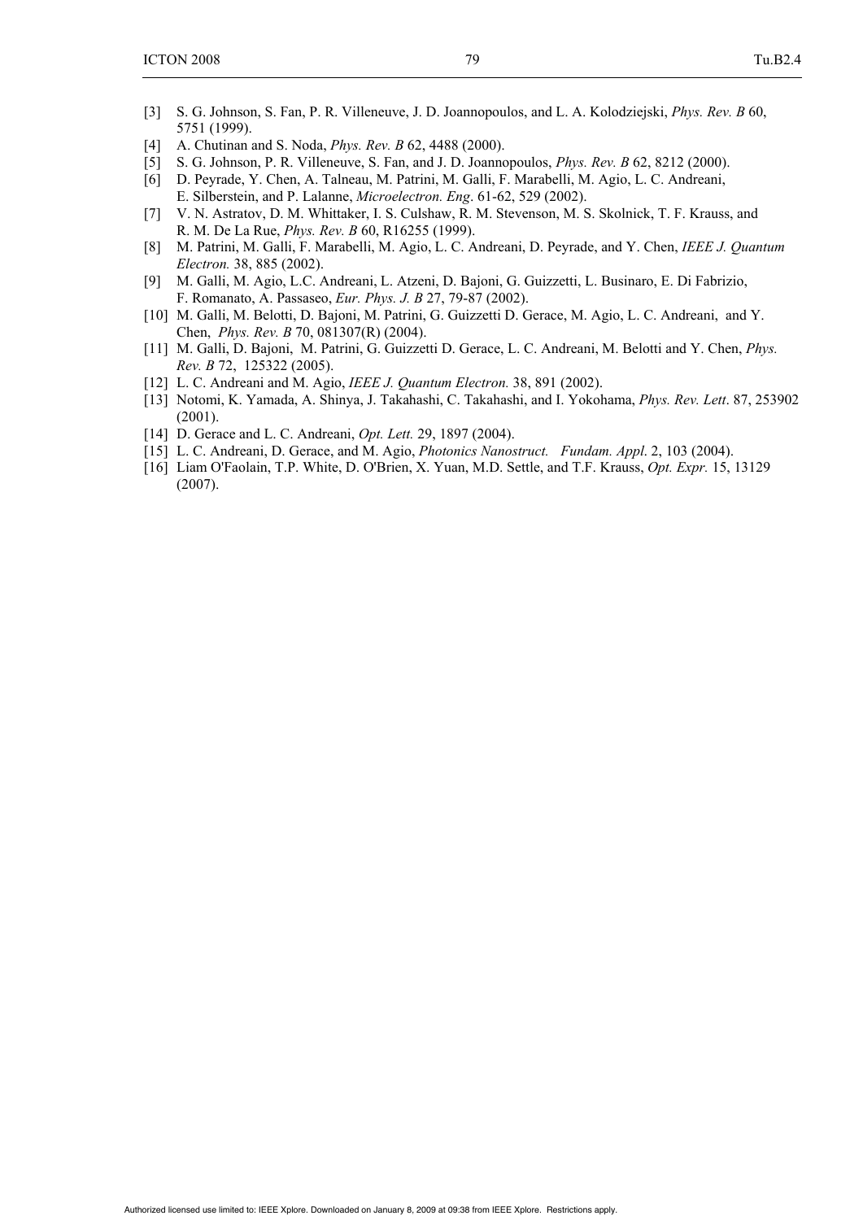[3] S. G. Johnson, S. Fan, P. R. Villeneuve, J. D. Joannopoulos, and L. A. Kolodziejski, *Phys. Rev. B* 60, 5751 (1999).

[4] A. Chutinan and S. Noda, *Phys. Rev. B* 62, 4488 (2000).

[5] S. G. Johnson, P. R. Villeneuve, S. Fan, and J. D. Joannopoulos, *Phys. Rev. B* 62, 8212 (2000).

[6] D. Peyrade, Y. Chen, A. Talneau, M. Patrini, M. Galli, F. Marabelli, M. Agio, L. C. Andreani, E. Silberstein, and P. Lalanne, *Microelectron. Eng*. 61-62, 529 (2002).

[7] V. N. Astratov, D. M. Whittaker, I. S. Culshaw, R. M. Stevenson, M. S. Skolnick, T. F. Krauss, and R. M. De La Rue, *Phys. Rev. B* 60, R16255 (1999).

[8] M. Patrini, M. Galli, F. Marabelli, M. Agio, L. C. Andreani, D. Peyrade, and Y. Chen, *IEEE J. Quantum Electron.* 38, 885 (2002).

[9] M. Galli, M. Agio, L.C. Andreani, L. Atzeni, D. Bajoni, G. Guizzetti, L. Businaro, E. Di Fabrizio, F. Romanato, A. Passaseo, *Eur. Phys. J. B* 27, 79-87 (2002).

[10] M. Galli, M. Belotti, D. Bajoni, M. Patrini, G. Guizzetti D. Gerace, M. Agio, L. C. Andreani, and Y. Chen, *Phys. Rev. B* 70, 081307(R) (2004).

[11] M. Galli, D. Bajoni, M. Patrini, G. Guizzetti D. Gerace, L. C. Andreani, M. Belotti and Y. Chen, *Phys. Rev. B* 72, 125322 (2005).

[12] L. C. Andreani and M. Agio, *IEEE J. Quantum Electron.* 38, 891 (2002).

[13] Notomi, K. Yamada, A. Shinya, J. Takahashi, C. Takahashi, and I. Yokohama, *Phys. Rev. Lett*. 87, 253902 (2001).

[14] D. Gerace and L. C. Andreani, *Opt. Lett.* 29, 1897 (2004).

[15] L. C. Andreani, D. Gerace, and M. Agio, *Photonics Nanostruct. Fundam. Appl*. 2, 103 (2004).

[16] Liam O'Faolain, T.P. White, D. O'Brien, X. Yuan, M.D. Settle, and T.F. Krauss, *Opt. Expr.* 15, 13129 (2007).